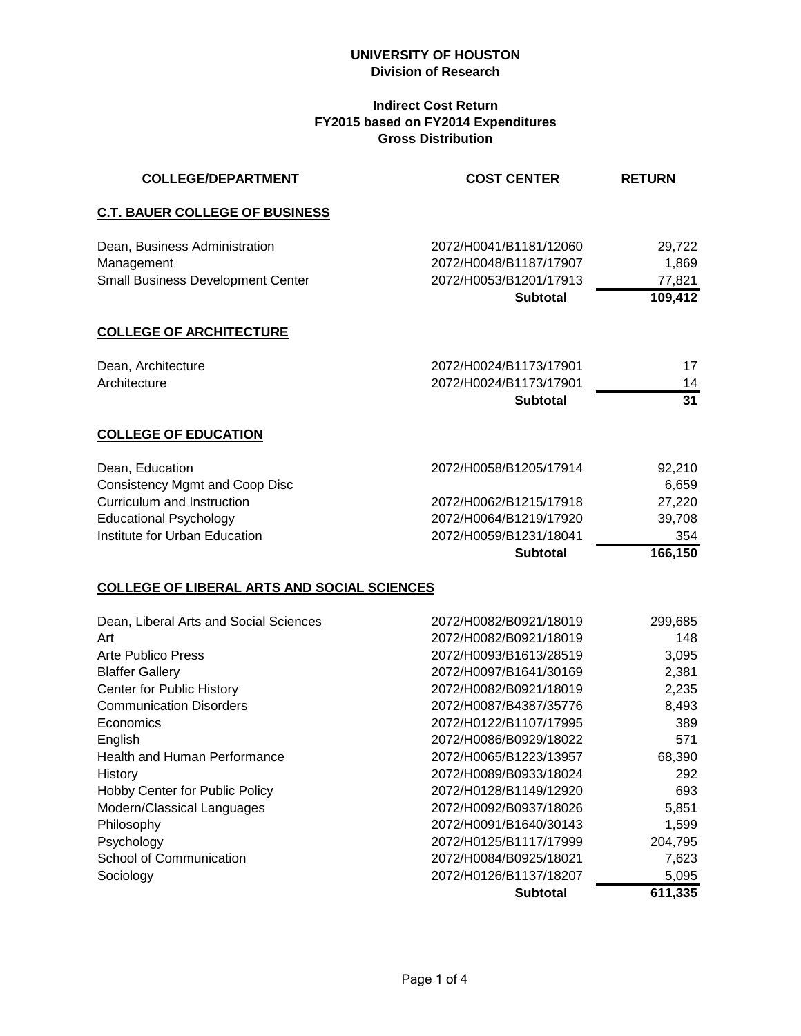**UNIVERSITY OF HOUSTON**
**Division of Research**

**Indirect Cost Return**
**FY2015 based on FY2014 Expenditures**
**Gross Distribution**

| COLLEGE/DEPARTMENT | COST CENTER | RETURN |
|---|---|---|
| **C.T. BAUER COLLEGE OF BUSINESS** | | |
| Dean, Business Administration | 2072/H0041/B1181/12060 | 29,722 |
| Management | 2072/H0048/B1187/17907 | 1,869 |
| Small Business Development Center | 2072/H0053/B1201/17913 | 77,821 |
| | **Subtotal** | **109,412** |
| **COLLEGE OF ARCHITECTURE** | | |
| Dean, Architecture | 2072/H0024/B1173/17901 | 17 |
| Architecture | 2072/H0024/B1173/17901 | 14 |
| | **Subtotal** | **31** |
| **COLLEGE OF EDUCATION** | | |
| Dean, Education | 2072/H0058/B1205/17914 | 92,210 |
| Consistency Mgmt and Coop Disc | | 6,659 |
| Curriculum and Instruction | 2072/H0062/B1215/17918 | 27,220 |
| Educational Psychology | 2072/H0064/B1219/17920 | 39,708 |
| Institute for Urban Education | 2072/H0059/B1231/18041 | 354 |
| | **Subtotal** | **166,150** |
| **COLLEGE OF LIBERAL ARTS AND SOCIAL SCIENCES** | | |
| Dean, Liberal Arts and Social Sciences | 2072/H0082/B0921/18019 | 299,685 |
| Art | 2072/H0082/B0921/18019 | 148 |
| Arte Publico Press | 2072/H0093/B1613/28519 | 3,095 |
| Blaffer Gallery | 2072/H0097/B1641/30169 | 2,381 |
| Center for Public History | 2072/H0082/B0921/18019 | 2,235 |
| Communication Disorders | 2072/H0087/B4387/35776 | 8,493 |
| Economics | 2072/H0122/B1107/17995 | 389 |
| English | 2072/H0086/B0929/18022 | 571 |
| Health and Human Performance | 2072/H0065/B1223/13957 | 68,390 |
| History | 2072/H0089/B0933/18024 | 292 |
| Hobby Center for Public Policy | 2072/H0128/B1149/12920 | 693 |
| Modern/Classical Languages | 2072/H0092/B0937/18026 | 5,851 |
| Philosophy | 2072/H0091/B1640/30143 | 1,599 |
| Psychology | 2072/H0125/B1117/17999 | 204,795 |
| School of Communication | 2072/H0084/B0925/18021 | 7,623 |
| Sociology | 2072/H0126/B1137/18207 | 5,095 |
| | **Subtotal** | **611,335** |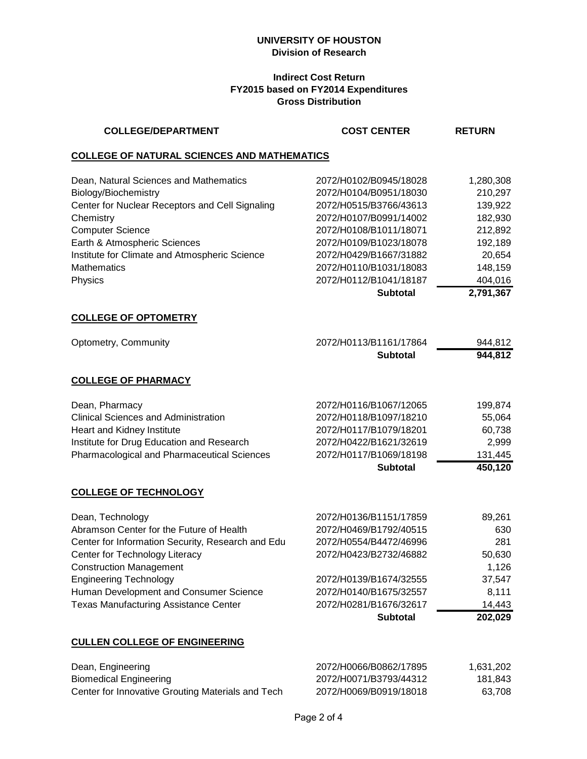**UNIVERSITY OF HOUSTON**
**Division of Research**

**Indirect Cost Return**
**FY2015 based on FY2014 Expenditures**
**Gross Distribution**

| COLLEGE/DEPARTMENT | COST CENTER | RETURN |
|---|---|---|
| **COLLEGE OF NATURAL SCIENCES AND MATHEMATICS** | | |
| Dean, Natural Sciences and Mathematics | 2072/H0102/B0945/18028 | 1,280,308 |
| Biology/Biochemistry | 2072/H0104/B0951/18030 | 210,297 |
| Center for Nuclear Receptors and Cell Signaling | 2072/H0515/B3766/43613 | 139,922 |
| Chemistry | 2072/H0107/B0991/14002 | 182,930 |
| Computer Science | 2072/H0108/B1011/18071 | 212,892 |
| Earth & Atmospheric Sciences | 2072/H0109/B1023/18078 | 192,189 |
| Institute for Climate and Atmospheric Science | 2072/H0429/B1667/31882 | 20,654 |
| Mathematics | 2072/H0110/B1031/18083 | 148,159 |
| Physics | 2072/H0112/B1041/18187 | 404,016 |
| | **Subtotal** | **2,791,367** |
| **COLLEGE OF OPTOMETRY** | | |
| Optometry, Community | 2072/H0113/B1161/17864 | 944,812 |
| | **Subtotal** | **944,812** |
| **COLLEGE OF PHARMACY** | | |
| Dean, Pharmacy | 2072/H0116/B1067/12065 | 199,874 |
| Clinical Sciences and Administration | 2072/H0118/B1097/18210 | 55,064 |
| Heart and Kidney Institute | 2072/H0117/B1079/18201 | 60,738 |
| Institute for Drug Education and Research | 2072/H0422/B1621/32619 | 2,999 |
| Pharmacological and Pharmaceutical Sciences | 2072/H0117/B1069/18198 | 131,445 |
| | **Subtotal** | **450,120** |
| **COLLEGE OF TECHNOLOGY** | | |
| Dean, Technology | 2072/H0136/B1151/17859 | 89,261 |
| Abramson Center for the Future of Health | 2072/H0469/B1792/40515 | 630 |
| Center for Information Security, Research and Edu | 2072/H0554/B4472/46996 | 281 |
| Center for Technology Literacy | 2072/H0423/B2732/46882 | 50,630 |
| Construction Management | | 1,126 |
| Engineering Technology | 2072/H0139/B1674/32555 | 37,547 |
| Human Development and Consumer Science | 2072/H0140/B1675/32557 | 8,111 |
| Texas Manufacturing Assistance Center | 2072/H0281/B1676/32617 | 14,443 |
| | **Subtotal** | **202,029** |
| **CULLEN COLLEGE OF ENGINEERING** | | |
| Dean, Engineering | 2072/H0066/B0862/17895 | 1,631,202 |
| Biomedical Engineering | 2072/H0071/B3793/44312 | 181,843 |
| Center for Innovative Grouting Materials and Tech | 2072/H0069/B0919/18018 | 63,708 |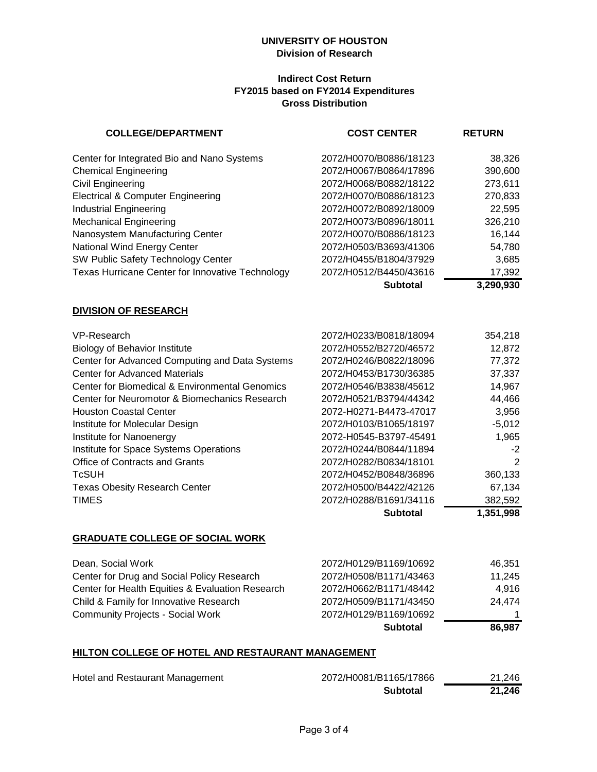**UNIVERSITY OF HOUSTON**
**Division of Research**

**Indirect Cost Return**
**FY2015 based on FY2014 Expenditures**
**Gross Distribution**

| COLLEGE/DEPARTMENT | COST CENTER | RETURN |
|---|---|---|
| Center for Integrated Bio and Nano Systems | 2072/H0070/B0886/18123 | 38,326 |
| Chemical Engineering | 2072/H0067/B0864/17896 | 390,600 |
| Civil Engineering | 2072/H0068/B0882/18122 | 273,611 |
| Electrical & Computer Engineering | 2072/H0070/B0886/18123 | 270,833 |
| Industrial Engineering | 2072/H0072/B0892/18009 | 22,595 |
| Mechanical Engineering | 2072/H0073/B0896/18011 | 326,210 |
| Nanosystem Manufacturing Center | 2072/H0070/B0886/18123 | 16,144 |
| National Wind Energy Center | 2072/H0503/B3693/41306 | 54,780 |
| SW Public Safety Technology Center | 2072/H0455/B1804/37929 | 3,685 |
| Texas Hurricane Center for Innovative Technology | 2072/H0512/B4450/43616 | 17,392 |
| | **Subtotal** | **3,290,930** |

## DIVISION OF RESEARCH

| COLLEGE/DEPARTMENT | COST CENTER | RETURN |
|---|---|---|
| VP-Research | 2072/H0233/B0818/18094 | 354,218 |
| Biology of Behavior Institute | 2072/H0552/B2720/46572 | 12,872 |
| Center for Advanced Computing and Data Systems | 2072/H0246/B0822/18096 | 77,372 |
| Center for Advanced Materials | 2072/H0453/B1730/36385 | 37,337 |
| Center for Biomedical & Environmental Genomics | 2072/H0546/B3838/45612 | 14,967 |
| Center for Neuromotor & Biomechanics Research | 2072/H0521/B3794/44342 | 44,466 |
| Houston Coastal Center | 2072-H0271-B4473-47017 | 3,956 |
| Institute for Molecular Design | 2072/H0103/B1065/18197 | -5,012 |
| Institute for Nanoenergy | 2072-H0545-B3797-45491 | 1,965 |
| Institute for Space Systems Operations | 2072/H0244/B0844/11894 | -2 |
| Office of Contracts and Grants | 2072/H0282/B0834/18101 | 2 |
| TcSUH | 2072/H0452/B0848/36896 | 360,133 |
| Texas Obesity Research Center | 2072/H0500/B4422/42126 | 67,134 |
| TIMES | 2072/H0288/B1691/34116 | 382,592 |
| | **Subtotal** | **1,351,998** |

## GRADUATE COLLEGE OF SOCIAL WORK

| COLLEGE/DEPARTMENT | COST CENTER | RETURN |
|---|---|---|
| Dean, Social Work | 2072/H0129/B1169/10692 | 46,351 |
| Center for Drug and Social Policy Research | 2072/H0508/B1171/43463 | 11,245 |
| Center for Health Equities & Evaluation Research | 2072/H0662/B1171/48442 | 4,916 |
| Child & Family for Innovative Research | 2072/H0509/B1171/43450 | 24,474 |
| Community Projects - Social Work | 2072/H0129/B1169/10692 | 1 |
| | **Subtotal** | **86,987** |

## HILTON COLLEGE OF HOTEL AND RESTAURANT MANAGEMENT

| COLLEGE/DEPARTMENT | COST CENTER | RETURN |
|---|---|---|
| Hotel and Restaurant Management | 2072/H0081/B1165/17866 | 21,246 |
| | **Subtotal** | **21,246** |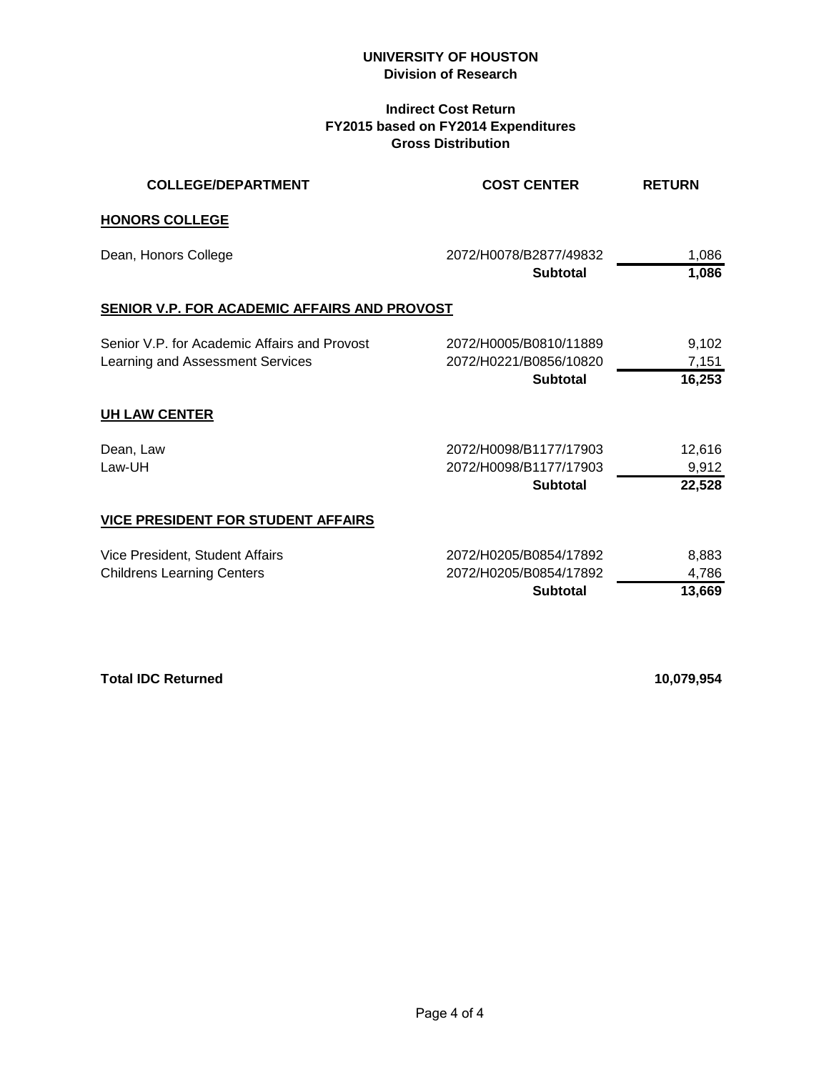**UNIVERSITY OF HOUSTON**
**Division of Research**

**Indirect Cost Return**
**FY2015 based on FY2014 Expenditures**
**Gross Distribution**

| COLLEGE/DEPARTMENT | COST CENTER | RETURN |
|---|---|---|
| **HONORS COLLEGE** | | |
| Dean, Honors College | 2072/H0078/B2877/49832 | 1,086 |
| | **Subtotal** | **1,086** |
| **SENIOR V.P. FOR ACADEMIC AFFAIRS AND PROVOST** | | |
| Senior V.P. for Academic Affairs and Provost | 2072/H0005/B0810/11889 | 9,102 |
| Learning and Assessment Services | 2072/H0221/B0856/10820 | 7,151 |
| | **Subtotal** | **16,253** |
| **UH LAW CENTER** | | |
| Dean, Law | 2072/H0098/B1177/17903 | 12,616 |
| Law-UH | 2072/H0098/B1177/17903 | 9,912 |
| | **Subtotal** | **22,528** |
| **VICE PRESIDENT FOR STUDENT AFFAIRS** | | |
| Vice President, Student Affairs | 2072/H0205/B0854/17892 | 8,883 |
| Childrens Learning Centers | 2072/H0205/B0854/17892 | 4,786 |
| | **Subtotal** | **13,669** |
| **Total IDC Returned** | | **10,079,954** |